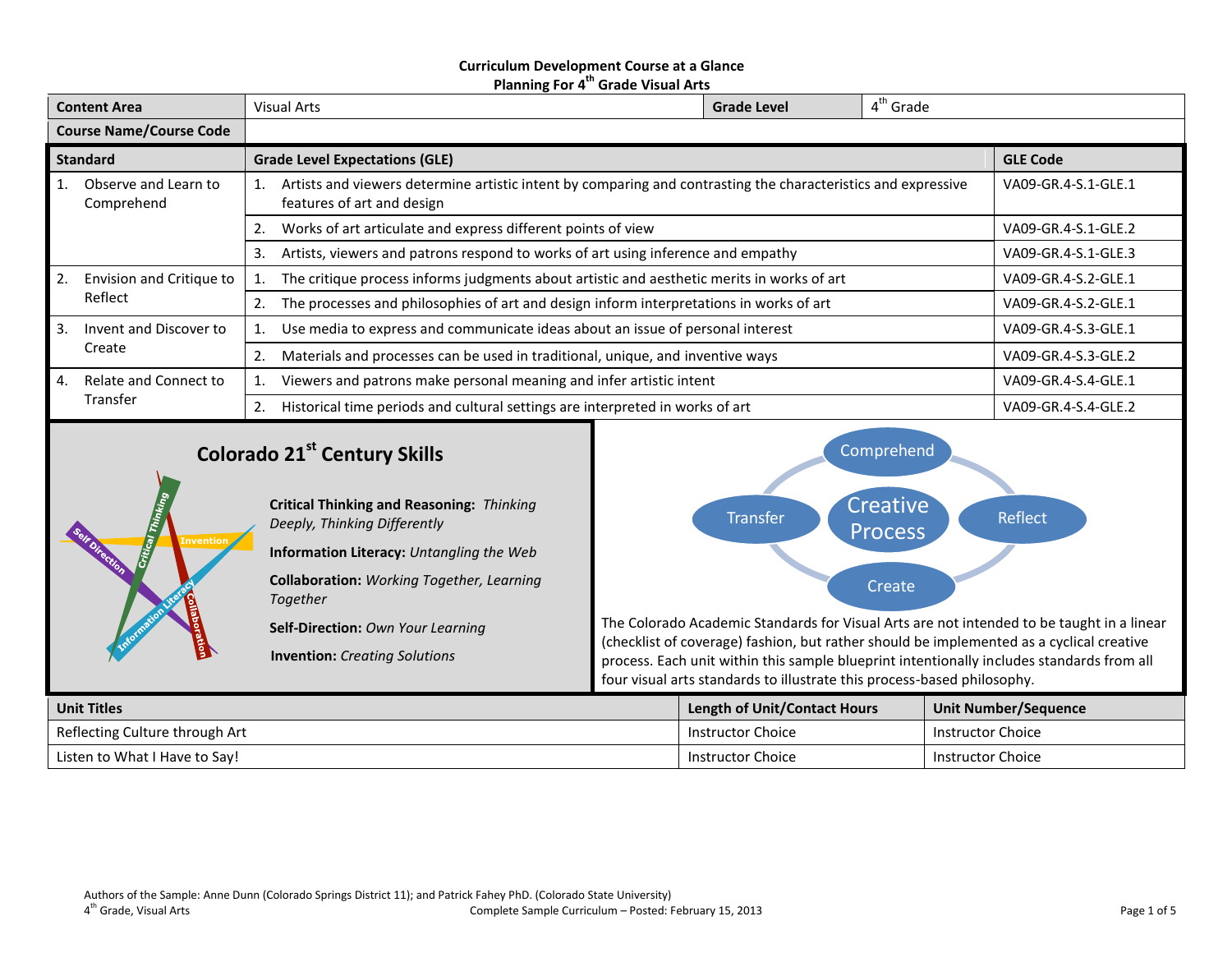# Curriculum Development Course at a Glance
## Planning For 4th Grade Visual Arts

| Content Area | Visual Arts | Grade Level | 4th Grade |
|---|---|---|---|
| Course Name/Course Code | | | |

| Standard | Grade Level Expectations (GLE) | GLE Code |
|---|---|---|
| 1. Observe and Learn to Comprehend | 1. Artists and viewers determine artistic intent by comparing and contrasting the characteristics and expressive features of art and design | VA09-GR.4-S.1-GLE.1 |
| | 2. Works of art articulate and express different points of view | VA09-GR.4-S.1-GLE.2 |
| | 3. Artists, viewers and patrons respond to works of art using inference and empathy | VA09-GR.4-S.1-GLE.3 |
| 2. Envision and Critique to Reflect | 1. The critique process informs judgments about artistic and aesthetic merits in works of art | VA09-GR.4-S.2-GLE.1 |
| | 2. The processes and philosophies of art and design inform interpretations in works of art | VA09-GR.4-S.2-GLE.1 |
| 3. Invent and Discover to Create | 1. Use media to express and communicate ideas about an issue of personal interest | VA09-GR.4-S.3-GLE.1 |
| | 2. Materials and processes can be used in traditional, unique, and inventive ways | VA09-GR.4-S.3-GLE.2 |
| 4. Relate and Connect to Transfer | 1. Viewers and patrons make personal meaning and infer artistic intent | VA09-GR.4-S.4-GLE.1 |
| | 2. Historical time periods and cultural settings are interpreted in works of art | VA09-GR.4-S.4-GLE.2 |

### Colorado 21st Century Skills

**Critical Thinking and Reasoning:** *Thinking Deeply, Thinking Differently*

**Information Literacy:** *Untangling the Web*

**Collaboration:** *Working Together, Learning Together*

**Self-Direction:** *Own Your Learning*

**Invention:** *Creating Solutions*

Creative Process: Comprehend, Reflect, Create, Transfer

The Colorado Academic Standards for Visual Arts are not intended to be taught in a linear (checklist of coverage) fashion, but rather should be implemented as a cyclical creative process. Each unit within this sample blueprint intentionally includes standards from all four visual arts standards to illustrate this process-based philosophy.

| Unit Titles | Length of Unit/Contact Hours | Unit Number/Sequence |
|---|---|---|
| Reflecting Culture through Art | Instructor Choice | Instructor Choice |
| Listen to What I Have to Say! | Instructor Choice | Instructor Choice |

Authors of the Sample: Anne Dunn (Colorado Springs District 11); and Patrick Fahey PhD. (Colorado State University)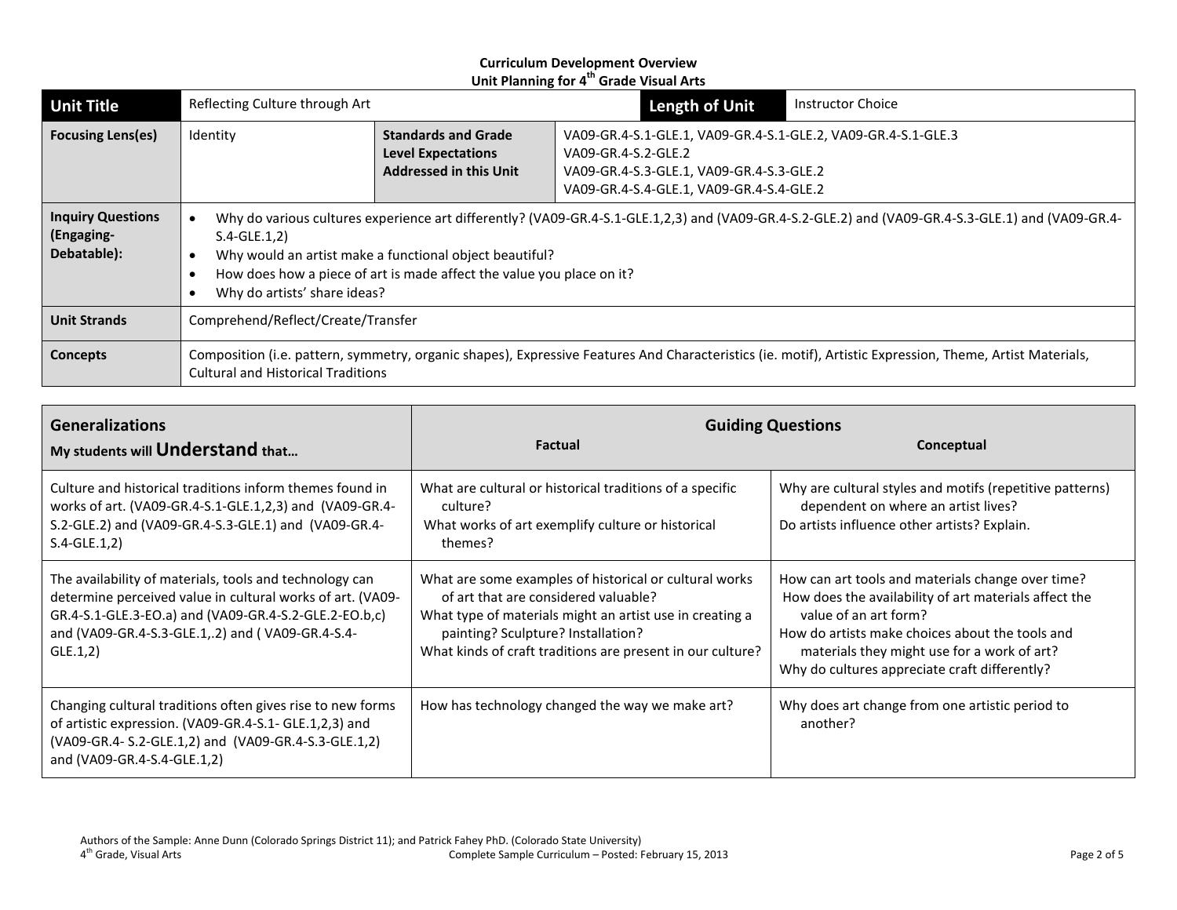**Curriculum Development Overview**
**Unit Planning for 4th Grade Visual Arts**

| **Unit Title** | Reflecting Culture through Art | | | **Length of Unit** | Instructor Choice |
|---|---|---|---|---|---|
| **Focusing Lens(es)** | Identity | **Standards and Grade Level Expectations Addressed in this Unit** | VA09-GR.4-S.1-GLE.1, VA09-GR.4-S.1-GLE.2, VA09-GR.4-S.1-GLE.3<br>VA09-GR.4-S.2-GLE.2<br>VA09-GR.4-S.3-GLE.1, VA09-GR.4-S.3-GLE.2<br>VA09-GR.4-S.4-GLE.1, VA09-GR.4-S.4-GLE.2 | | |
| **Inquiry Questions (Engaging-Debatable):** | • Why do various cultures experience art differently? (VA09-GR.4-S.1-GLE.1,2,3) and (VA09-GR.4-S.2-GLE.2) and (VA09-GR.4-S.3-GLE.1) and (VA09-GR.4-S.4-GLE.1,2)<br>• Why would an artist make a functional object beautiful?<br>• How does how a piece of art is made affect the value you place on it?<br>• Why do artists' share ideas? | | | | |
| **Unit Strands** | Comprehend/Reflect/Create/Transfer | | | | |
| **Concepts** | Composition (i.e. pattern, symmetry, organic shapes), Expressive Features And Characteristics (ie. motif), Artistic Expression, Theme, Artist Materials, Cultural and Historical Traditions | | | | |

| **Generalizations**<br>**My students will Understand that…** | **Guiding Questions**<br>**Factual** | **Conceptual** |
|---|---|---|
| Culture and historical traditions inform themes found in works of art. (VA09-GR.4-S.1-GLE.1,2,3) and (VA09-GR.4-S.2-GLE.2) and (VA09-GR.4-S.3-GLE.1) and (VA09-GR.4-S.4-GLE.1,2) | What are cultural or historical traditions of a specific culture?<br>What works of art exemplify culture or historical themes? | Why are cultural styles and motifs (repetitive patterns) dependent on where an artist lives?<br>Do artists influence other artists? Explain. |
| The availability of materials, tools and technology can determine perceived value in cultural works of art. (VA09-GR.4-S.1-GLE.3-EO.a) and (VA09-GR.4-S.2-GLE.2-EO.b,c) and (VA09-GR.4-S.3-GLE.1,.2) and ( VA09-GR.4-S.4-GLE.1,2) | What are some examples of historical or cultural works of art that are considered valuable?<br>What type of materials might an artist use in creating a painting? Sculpture? Installation?<br>What kinds of craft traditions are present in our culture? | How can art tools and materials change over time?<br>How does the availability of art materials affect the value of an art form?<br>How do artists make choices about the tools and materials they might use for a work of art?<br>Why do cultures appreciate craft differently? |
| Changing cultural traditions often gives rise to new forms of artistic expression. (VA09-GR.4-S.1- GLE.1,2,3) and (VA09-GR.4- S.2-GLE.1,2) and (VA09-GR.4-S.3-GLE.1,2) and (VA09-GR.4-S.4-GLE.1,2) | How has technology changed the way we make art? | Why does art change from one artistic period to another? |

Authors of the Sample: Anne Dunn (Colorado Springs District 11); and Patrick Fahey PhD. (Colorado State University)
4th Grade, Visual Arts — Complete Sample Curriculum – Posted: February 15, 2013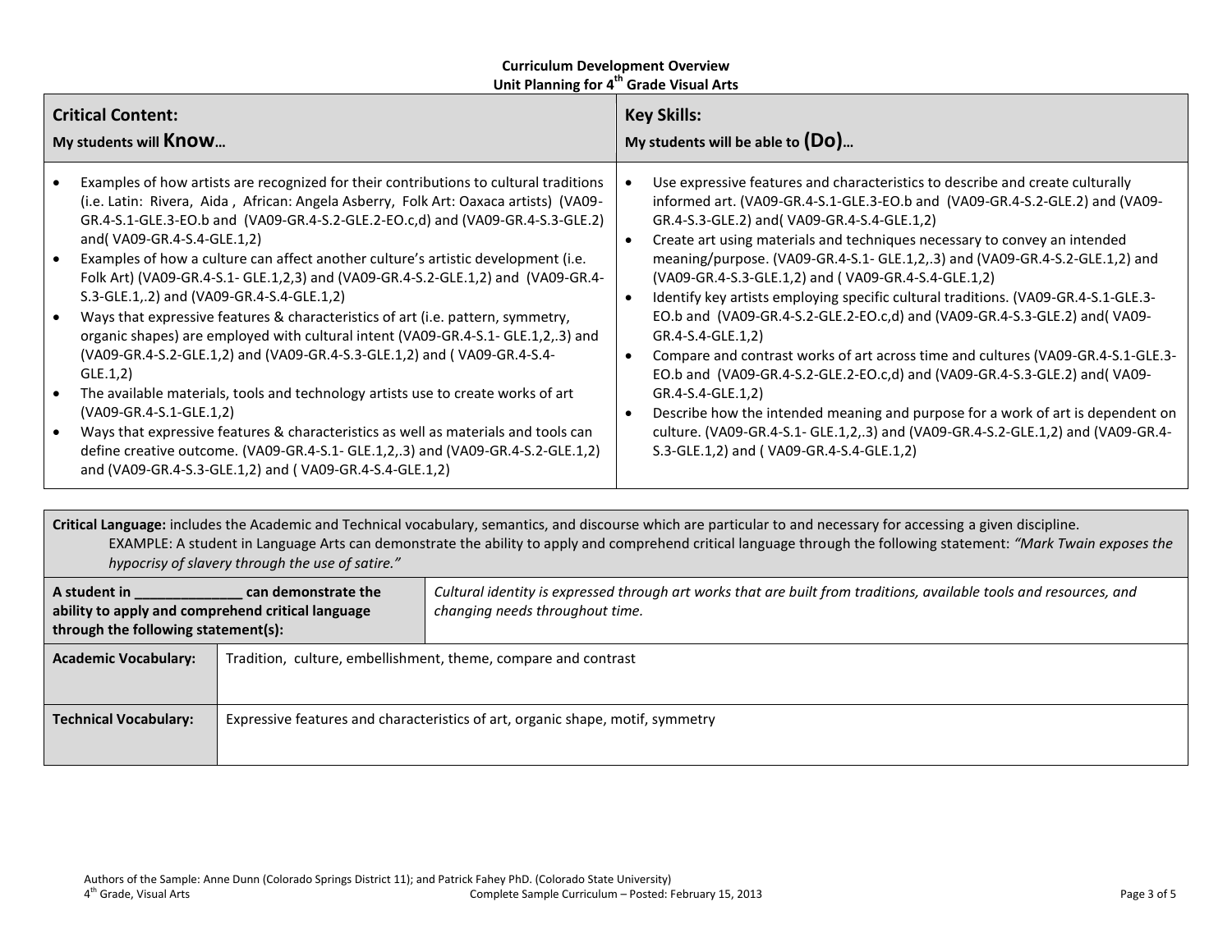**Curriculum Development Overview**
**Unit Planning for 4th Grade Visual Arts**

| **Critical Content:** My students will **Know…** | **Key Skills:** My students will be able to **(Do)…** |
|---|---|
| • Examples of how artists are recognized for their contributions to cultural traditions (i.e. Latin: Rivera, Aida , African: Angela Asberry, Folk Art: Oaxaca artists) (VA09-GR.4-S.1-GLE.3-EO.b and (VA09-GR.4-S.2-GLE.2-EO.c,d) and (VA09-GR.4-S.3-GLE.2) and( VA09-GR.4-S.4-GLE.1,2)<br>• Examples of how a culture can affect another culture's artistic development (i.e. Folk Art) (VA09-GR.4-S.1- GLE.1,2,3) and (VA09-GR.4-S.2-GLE.1,2) and (VA09-GR.4-S.3-GLE.1,.2) and (VA09-GR.4-S.4-GLE.1,2)<br>• Ways that expressive features & characteristics of art (i.e. pattern, symmetry, organic shapes) are employed with cultural intent (VA09-GR.4-S.1- GLE.1,2,.3) and (VA09-GR.4-S.2-GLE.1,2) and (VA09-GR.4-S.3-GLE.1,2) and ( VA09-GR.4-S.4-GLE.1,2)<br>• The available materials, tools and technology artists use to create works of art (VA09-GR.4-S.1-GLE.1,2)<br>• Ways that expressive features & characteristics as well as materials and tools can define creative outcome. (VA09-GR.4-S.1- GLE.1,2,.3) and (VA09-GR.4-S.2-GLE.1,2) and (VA09-GR.4-S.3-GLE.1,2) and ( VA09-GR.4-S.4-GLE.1,2) | • Use expressive features and characteristics to describe and create culturally informed art. (VA09-GR.4-S.1-GLE.3-EO.b and (VA09-GR.4-S.2-GLE.2) and (VA09-GR.4-S.3-GLE.2) and( VA09-GR.4-S.4-GLE.1,2)<br>• Create art using materials and techniques necessary to convey an intended meaning/purpose. (VA09-GR.4-S.1- GLE.1,2,.3) and (VA09-GR.4-S.2-GLE.1,2) and (VA09-GR.4-S.3-GLE.1,2) and ( VA09-GR.4-S.4-GLE.1,2)<br>• Identify key artists employing specific cultural traditions. (VA09-GR.4-S.1-GLE.3-EO.b and (VA09-GR.4-S.2-GLE.2-EO.c,d) and (VA09-GR.4-S.3-GLE.2) and( VA09-GR.4-S.4-GLE.1,2)<br>• Compare and contrast works of art across time and cultures (VA09-GR.4-S.1-GLE.3-EO.b and (VA09-GR.4-S.2-GLE.2-EO.c,d) and (VA09-GR.4-S.3-GLE.2) and( VA09-GR.4-S.4-GLE.1,2)<br>• Describe how the intended meaning and purpose for a work of art is dependent on culture. (VA09-GR.4-S.1- GLE.1,2,.3) and (VA09-GR.4-S.2-GLE.1,2) and (VA09-GR.4-S.3-GLE.1,2) and ( VA09-GR.4-S.4-GLE.1,2) |

**Critical Language:** includes the Academic and Technical vocabulary, semantics, and discourse which are particular to and necessary for accessing a given discipline.
EXAMPLE: A student in Language Arts can demonstrate the ability to apply and comprehend critical language through the following statement: *"Mark Twain exposes the hypocrisy of slavery through the use of satire."*

| **A student in ______________ can demonstrate the ability to apply and comprehend critical language through the following statement(s):** | *Cultural identity is expressed through art works that are built from traditions, available tools and resources, and changing needs throughout time.* |
|---|---|
| **Academic Vocabulary:** | Tradition, culture, embellishment, theme, compare and contrast |
| **Technical Vocabulary:** | Expressive features and characteristics of art, organic shape, motif, symmetry |

Authors of the Sample: Anne Dunn (Colorado Springs District 11); and Patrick Fahey PhD. (Colorado State University)
4th Grade, Visual Arts — Complete Sample Curriculum – Posted: February 15, 2013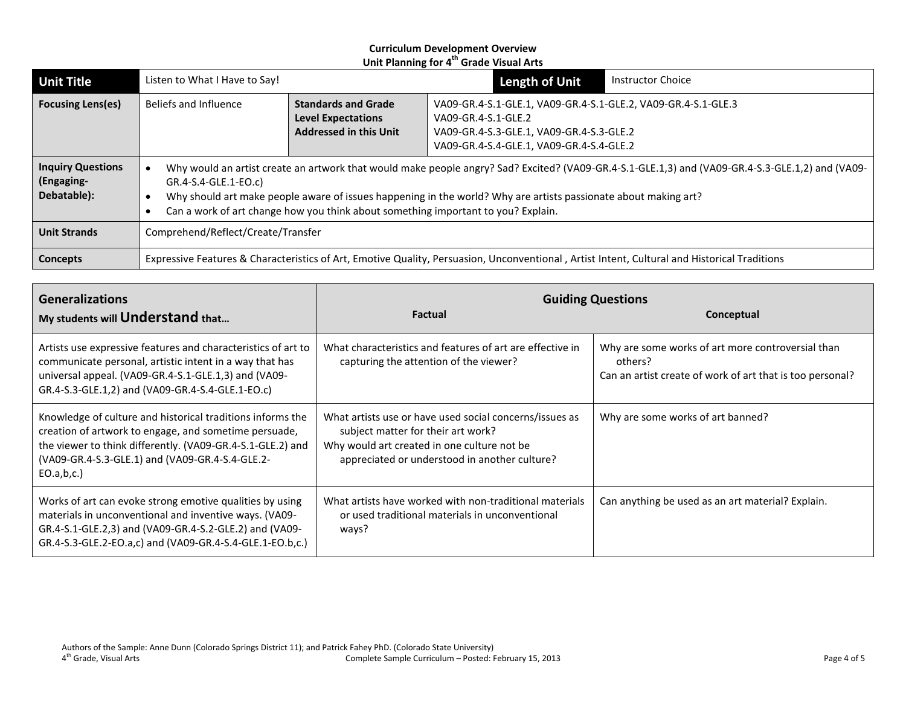**Curriculum Development Overview**
**Unit Planning for 4th Grade Visual Arts**

| **Unit Title** | Listen to What I Have to Say! | | **Length of Unit** | Instructor Choice |
|---|---|---|---|---|
| **Focusing Lens(es)** | Beliefs and Influence | **Standards and Grade Level Expectations Addressed in this Unit** | VA09-GR.4-S.1-GLE.1, VA09-GR.4-S.1-GLE.2, VA09-GR.4-S.1-GLE.3<br>VA09-GR.4-S.1-GLE.2<br>VA09-GR.4-S.3-GLE.1, VA09-GR.4-S.3-GLE.2<br>VA09-GR.4-S.4-GLE.1, VA09-GR.4-S.4-GLE.2 | |
| **Inquiry Questions (Engaging-Debatable):** | • Why would an artist create an artwork that would make people angry? Sad? Excited? (VA09-GR.4-S.1-GLE.1,3) and (VA09-GR.4-S.3-GLE.1,2) and (VA09-GR.4-S.4-GLE.1-EO.c)<br>• Why should art make people aware of issues happening in the world? Why are artists passionate about making art?<br>• Can a work of art change how you think about something important to you? Explain. | | | |
| **Unit Strands** | Comprehend/Reflect/Create/Transfer | | | |
| **Concepts** | Expressive Features & Characteristics of Art, Emotive Quality, Persuasion, Unconventional , Artist Intent, Cultural and Historical Traditions | | | |

| **Generalizations**<br>**My students will Understand that…** | **Guiding Questions**<br>**Factual** | **Conceptual** |
|---|---|---|
| Artists use expressive features and characteristics of art to communicate personal, artistic intent in a way that has universal appeal. (VA09-GR.4-S.1-GLE.1,3) and (VA09-GR.4-S.3-GLE.1,2) and (VA09-GR.4-S.4-GLE.1-EO.c) | What characteristics and features of art are effective in capturing the attention of the viewer? | Why are some works of art more controversial than others?<br>Can an artist create of work of art that is too personal? |
| Knowledge of culture and historical traditions informs the creation of artwork to engage, and sometime persuade, the viewer to think differently. (VA09-GR.4-S.1-GLE.2) and (VA09-GR.4-S.3-GLE.1) and (VA09-GR.4-S.4-GLE.2-EO.a,b,c.) | What artists use or have used social concerns/issues as subject matter for their art work?<br>Why would art created in one culture not be appreciated or understood in another culture? | Why are some works of art banned? |
| Works of art can evoke strong emotive qualities by using materials in unconventional and inventive ways. (VA09-GR.4-S.1-GLE.2,3) and (VA09-GR.4-S.2-GLE.2) and (VA09-GR.4-S.3-GLE.2-EO.a,c) and (VA09-GR.4-S.4-GLE.1-EO.b,c.) | What artists have worked with non-traditional materials or used traditional materials in unconventional ways? | Can anything be used as an art material? Explain. |

Authors of the Sample: Anne Dunn (Colorado Springs District 11); and Patrick Fahey PhD. (Colorado State University)
4th Grade, Visual Arts — Complete Sample Curriculum – Posted: February 15, 2013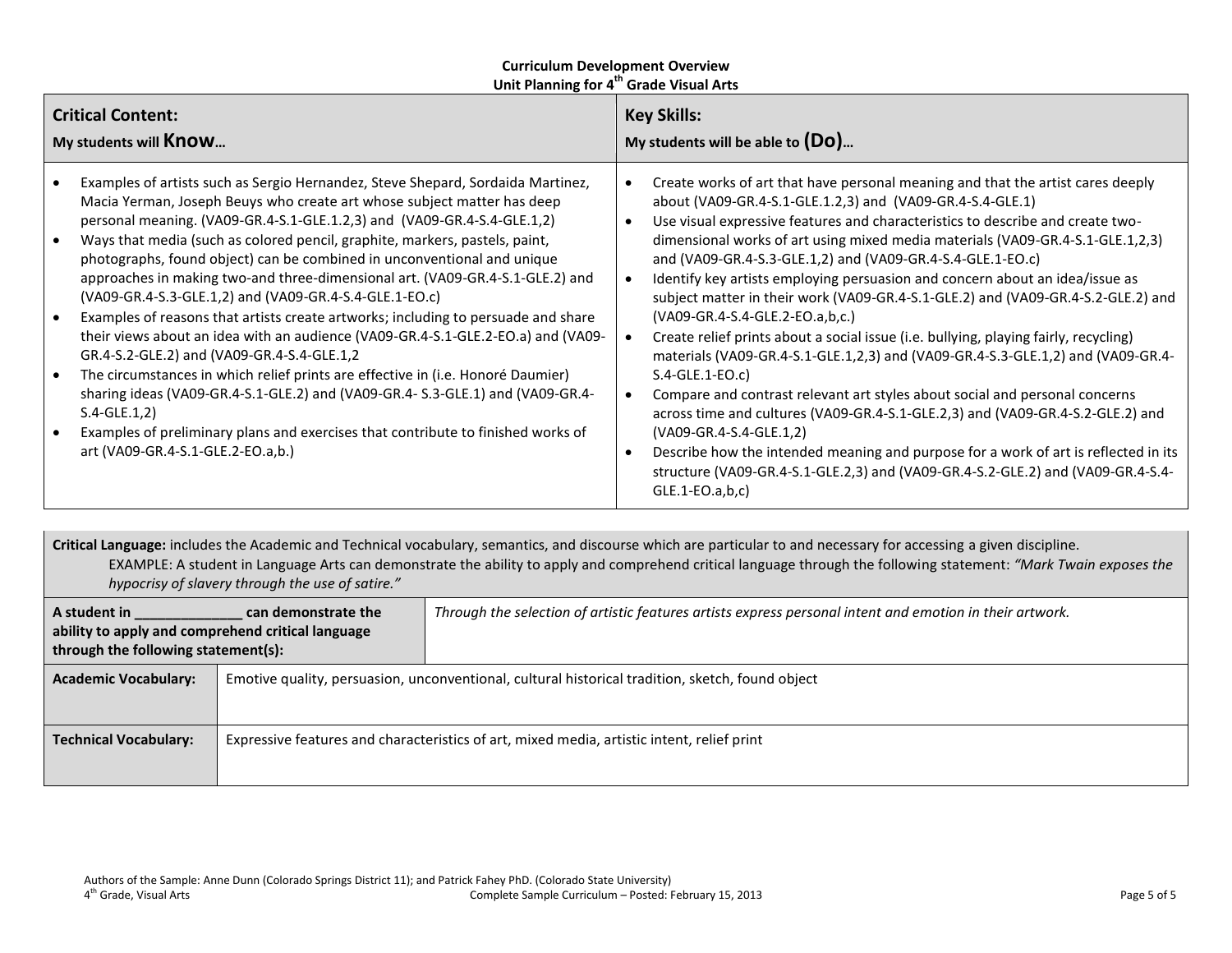**Curriculum Development Overview**
**Unit Planning for 4th Grade Visual Arts**

| **Critical Content:** My students will **Know**… | **Key Skills:** My students will be able to **(Do)**… |
| --- | --- |
| • Examples of artists such as Sergio Hernandez, Steve Shepard, Sordaida Martinez, Macia Yerman, Joseph Beuys who create art whose subject matter has deep personal meaning. (VA09-GR.4-S.1-GLE.1.2,3) and (VA09-GR.4-S.4-GLE.1,2)<br>• Ways that media (such as colored pencil, graphite, markers, pastels, paint, photographs, found object) can be combined in unconventional and unique approaches in making two-and three-dimensional art. (VA09-GR.4-S.1-GLE.2) and (VA09-GR.4-S.3-GLE.1,2) and (VA09-GR.4-S.4-GLE.1-EO.c)<br>• Examples of reasons that artists create artworks; including to persuade and share their views about an idea with an audience (VA09-GR.4-S.1-GLE.2-EO.a) and (VA09-GR.4-S.2-GLE.2) and (VA09-GR.4-S.4-GLE.1,2<br>• The circumstances in which relief prints are effective in (i.e. Honoré Daumier) sharing ideas (VA09-GR.4-S.1-GLE.2) and (VA09-GR.4- S.3-GLE.1) and (VA09-GR.4-S.4-GLE.1,2)<br>• Examples of preliminary plans and exercises that contribute to finished works of art (VA09-GR.4-S.1-GLE.2-EO.a,b.) | • Create works of art that have personal meaning and that the artist cares deeply about (VA09-GR.4-S.1-GLE.1.2,3) and (VA09-GR.4-S.4-GLE.1)<br>• Use visual expressive features and characteristics to describe and create two-dimensional works of art using mixed media materials (VA09-GR.4-S.1-GLE.1,2,3) and (VA09-GR.4-S.3-GLE.1,2) and (VA09-GR.4-S.4-GLE.1-EO.c)<br>• Identify key artists employing persuasion and concern about an idea/issue as subject matter in their work (VA09-GR.4-S.1-GLE.2) and (VA09-GR.4-S.2-GLE.2) and (VA09-GR.4-S.4-GLE.2-EO.a,b,c.)<br>• Create relief prints about a social issue (i.e. bullying, playing fairly, recycling) materials (VA09-GR.4-S.1-GLE.1,2,3) and (VA09-GR.4-S.3-GLE.1,2) and (VA09-GR.4-S.4-GLE.1-EO.c)<br>• Compare and contrast relevant art styles about social and personal concerns across time and cultures (VA09-GR.4-S.1-GLE.2,3) and (VA09-GR.4-S.2-GLE.2) and (VA09-GR.4-S.4-GLE.1,2)<br>• Describe how the intended meaning and purpose for a work of art is reflected in its structure (VA09-GR.4-S.1-GLE.2,3) and (VA09-GR.4-S.2-GLE.2) and (VA09-GR.4-S.4-GLE.1-EO.a,b,c) |

**Critical Language:** includes the Academic and Technical vocabulary, semantics, and discourse which are particular to and necessary for accessing a given discipline.
EXAMPLE: A student in Language Arts can demonstrate the ability to apply and comprehend critical language through the following statement: *"Mark Twain exposes the hypocrisy of slavery through the use of satire."*

| | |
| --- | --- |
| **A student in ______________ can demonstrate the ability to apply and comprehend critical language through the following statement(s):** | *Through the selection of artistic features artists express personal intent and emotion in their artwork.* |
| **Academic Vocabulary:** | Emotive quality, persuasion, unconventional, cultural historical tradition, sketch, found object |
| **Technical Vocabulary:** | Expressive features and characteristics of art, mixed media, artistic intent, relief print |

Authors of the Sample: Anne Dunn (Colorado Springs District 11); and Patrick Fahey PhD. (Colorado State University)